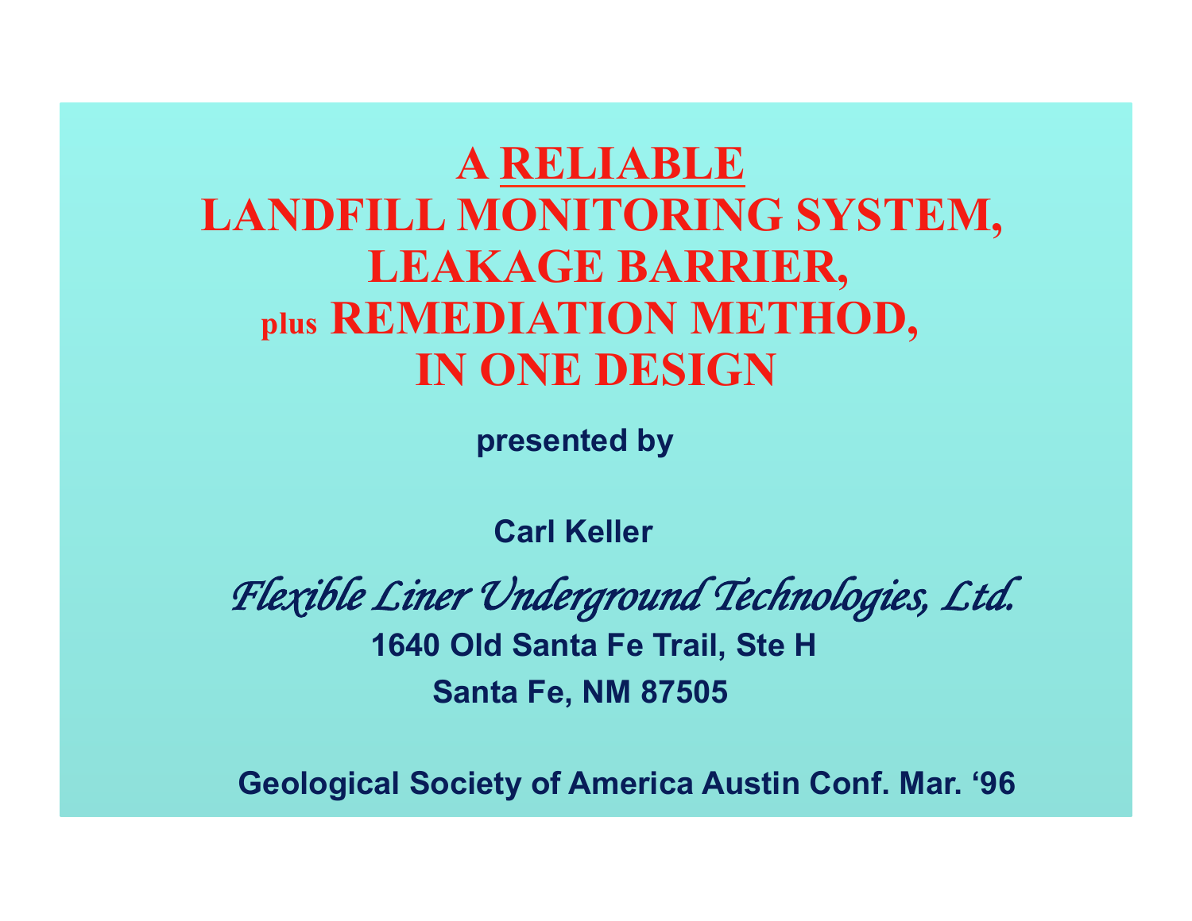# A <u>RELIABLE</u> LANDFILL MONITORING SYSTEM, LEAKAGE BARRIER, plus REMEDIATION METHOD, IN ONE DESIGN

**presented by**

**Carl Keller**

*Flexible Liner Underground Technologies, Ltd.*

**1640 Old Santa Fe Trail, Ste H**

**Santa Fe, NM 87505**

**Geological Society of America Austin Conf. Mar. '96**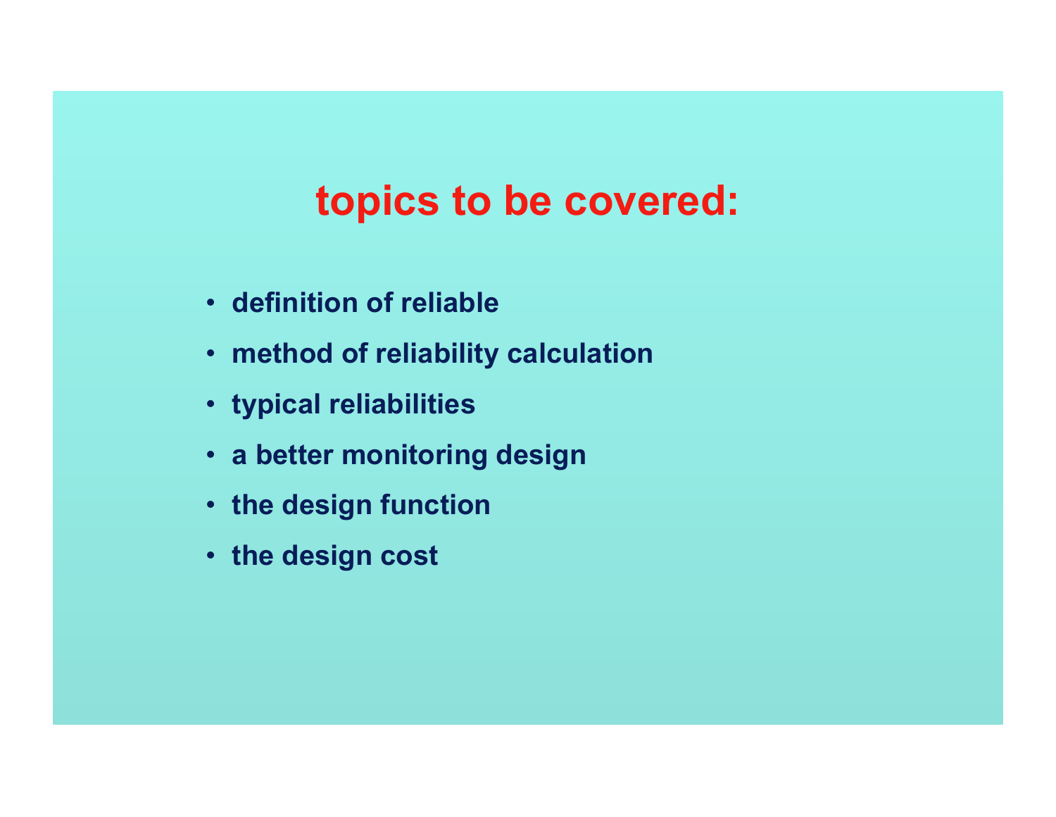# topics to be covered:

- definition of reliable
- method of reliability calculation
- typical reliabilities
- a better monitoring design
- the design function
- the design cost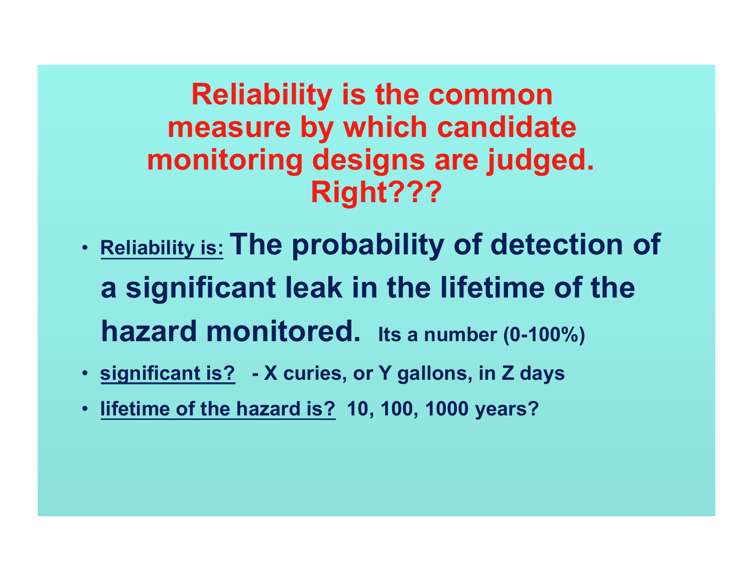# Reliability is the common measure by which candidate monitoring designs are judged. Right???

- **Reliability is:** **The probability of detection of a significant leak in the lifetime of the hazard monitored.** **Its a number (0-100%)**
- **significant is?** **- X curies, or Y gallons, in Z days**
- **lifetime of the hazard is?** **10, 100, 1000 years?**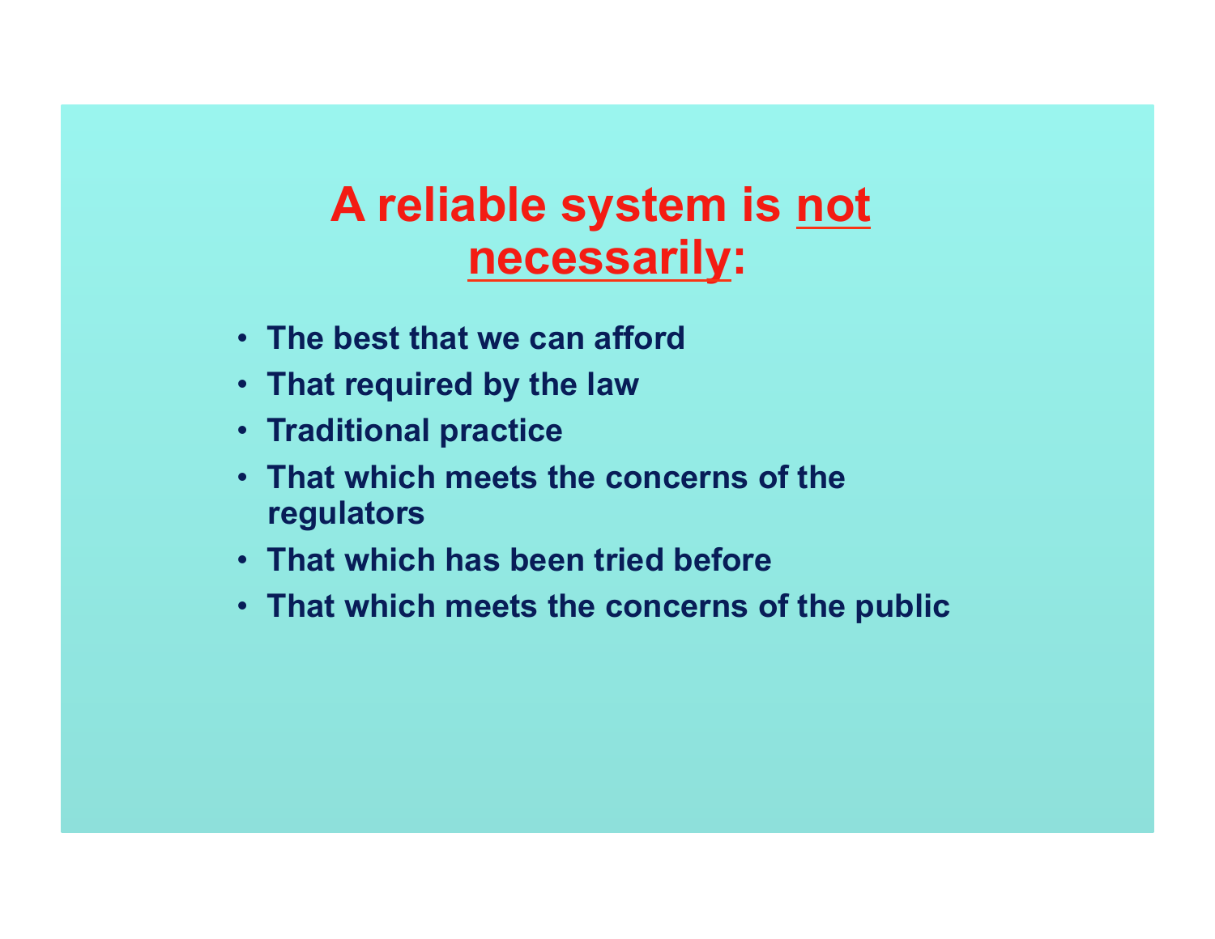# A reliable system is <u>not necessarily</u>:

- **The best that we can afford**
- **That required by the law**
- **Traditional practice**
- **That which meets the concerns of the regulators**
- **That which has been tried before**
- **That which meets the concerns of the public**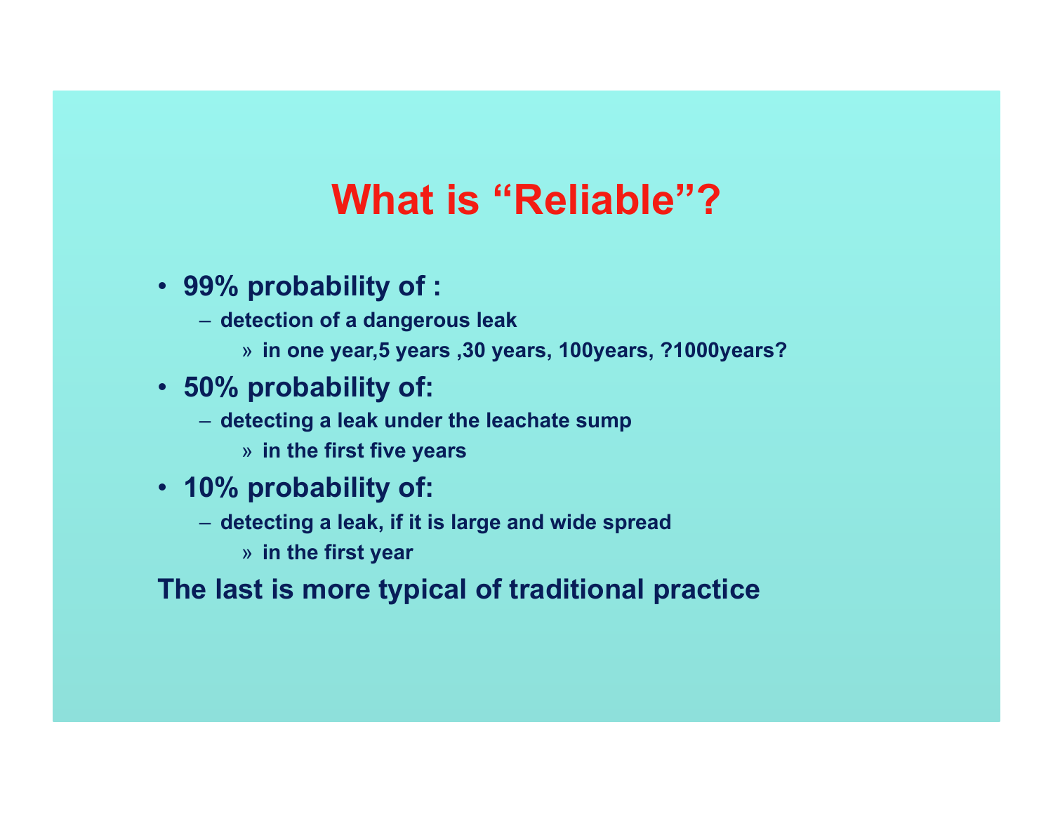# What is “Reliable”?

- **99% probability of :**
  - **detection of a dangerous leak**
    - **in one year,5 years ,30 years, 100years, ?1000years?**
- **50% probability of:**
  - **detecting a leak under the leachate sump**
    - **in the first five years**
- **10% probability of:**
  - **detecting a leak, if it is large and wide spread**
    - **in the first year**

**The last is more typical of traditional practice**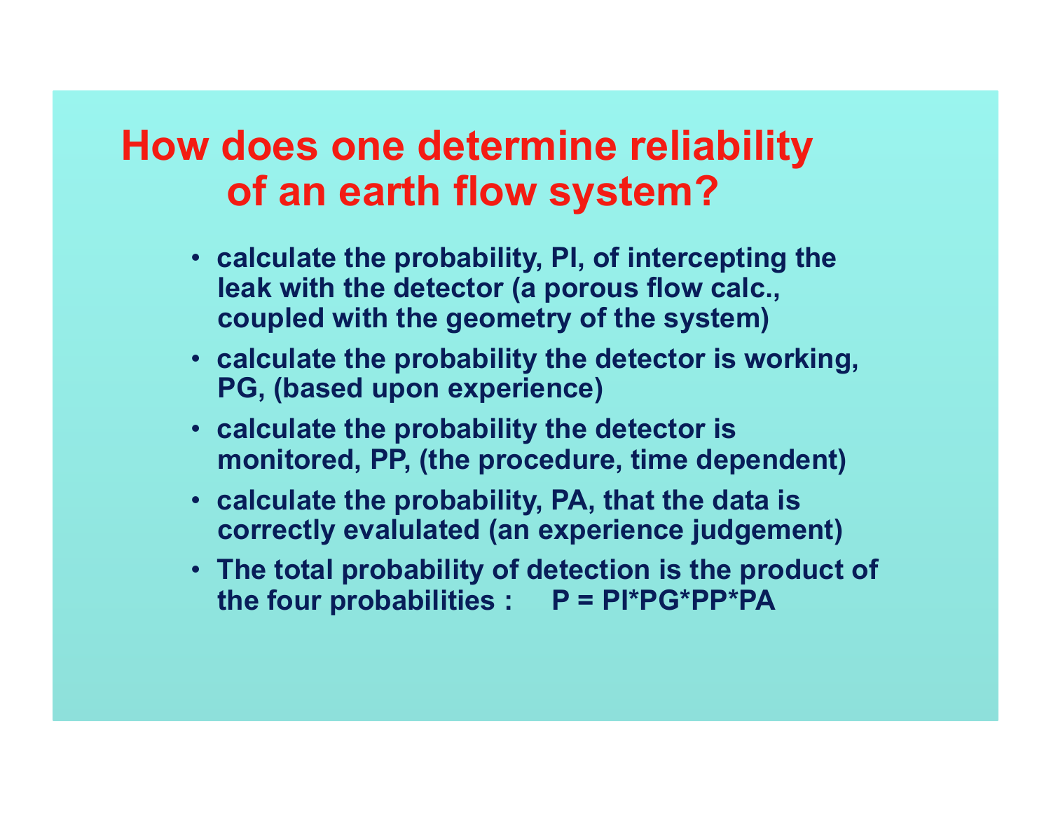# How does one determine reliability of an earth flow system?

- calculate the probability, PI, of intercepting the leak with the detector (a porous flow calc., coupled with the geometry of the system)
- calculate the probability the detector is working, PG, (based upon experience)
- calculate the probability the detector is monitored, PP, (the procedure, time dependent)
- calculate the probability, PA, that the data is correctly evalulated (an experience judgement)
- The total probability of detection is the product of the four probabilities : P = PI*PG*PP*PA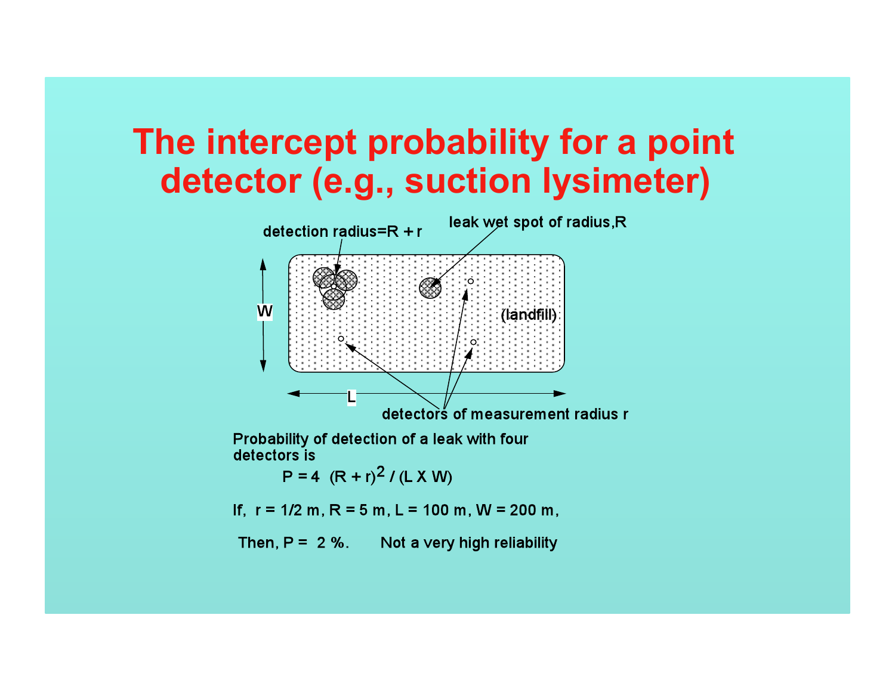# The intercept probability for a point detector (e.g., suction lysimeter)

detection radius=R + r

leak wet spot of radius,R

W

(landfill)

L

detectors of measurement radius r

Probability of detection of a leak with four detectors is

$$P = 4 \ (R + r)^2 / (L \times W)$$

If, $r = 1/2$ m, $R = 5$ m, $L = 100$ m, $W = 200$ m,

Then, $P = 2$ %. Not a very high reliability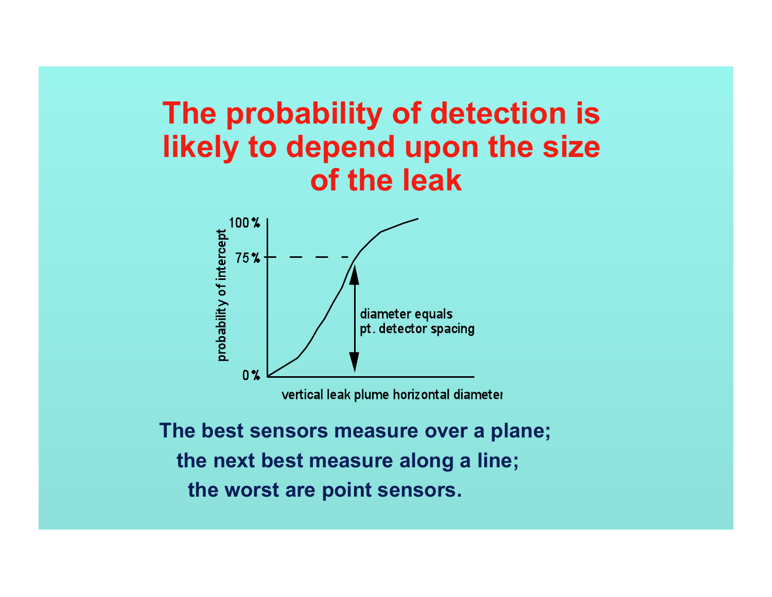# The probability of detection is likely to depend upon the size of the leak

100 %

75 %

0 %

probability of intercept

diameter equals pt. detector spacing

vertical leak plume horizontal diameter

**The best sensors measure over a plane;**
**the next best measure along a line;**
**the worst are point sensors.**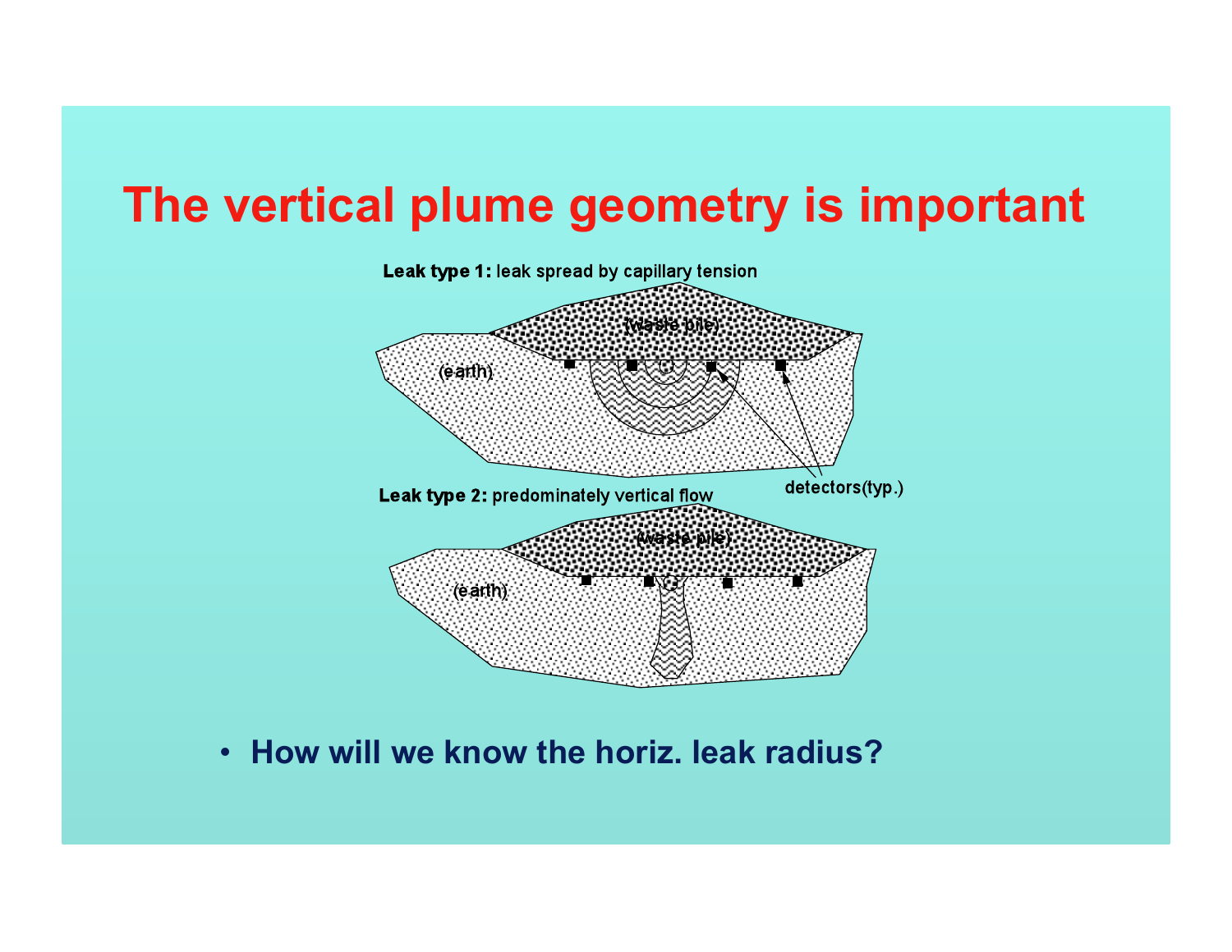# The vertical plume geometry is important

**Leak type 1:** leak spread by capillary tension

(waste pile)

(earth)

detectors(typ.)

**Leak type 2:** predominately vertical flow

(waste pile)

(earth)

- **How will we know the horiz. leak radius?**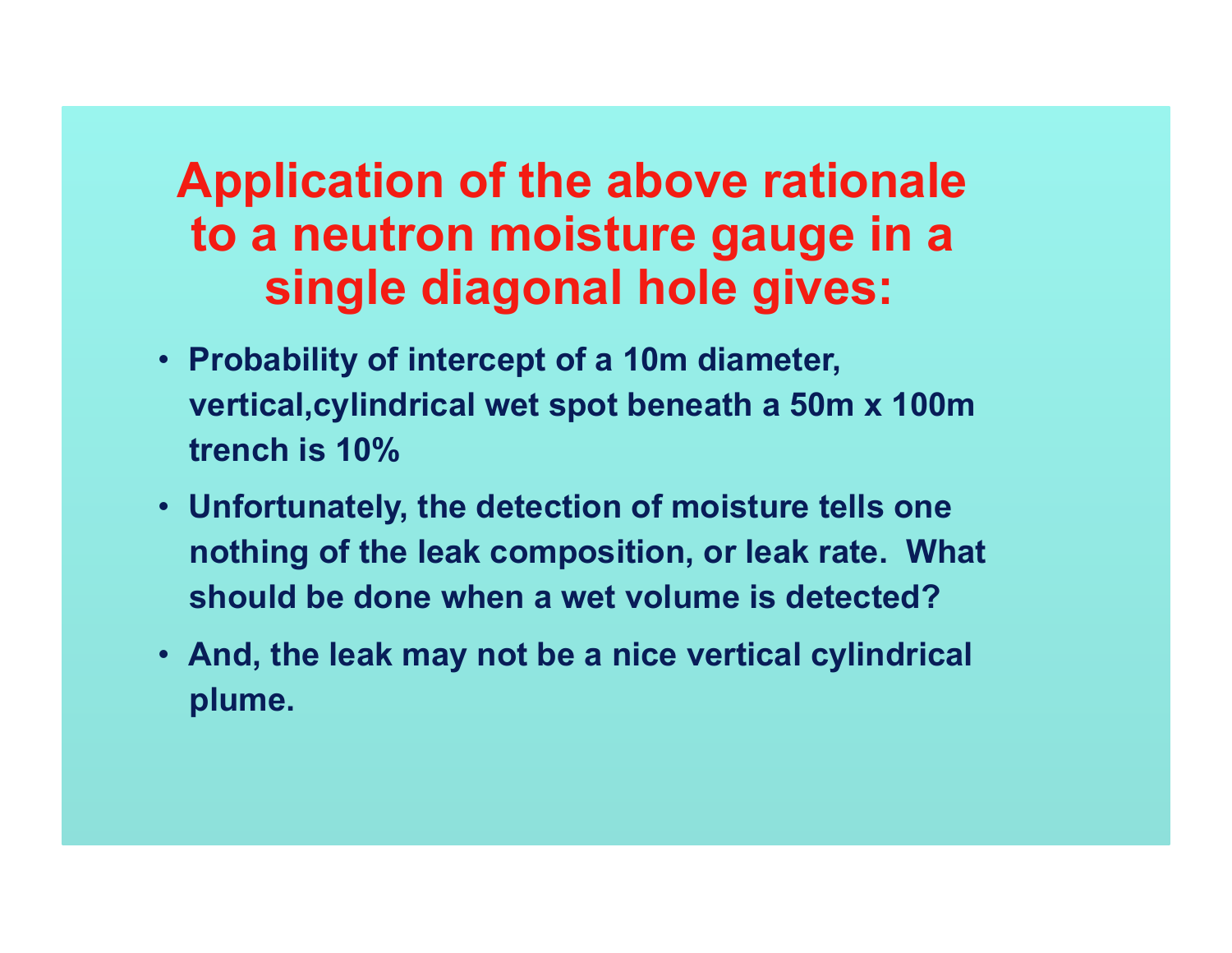# Application of the above rationale to a neutron moisture gauge in a single diagonal hole gives:

- Probability of intercept of a 10m diameter, vertical,cylindrical wet spot beneath a 50m x 100m trench is 10%
- Unfortunately, the detection of moisture tells one nothing of the leak composition, or leak rate. What should be done when a wet volume is detected?
- And, the leak may not be a nice vertical cylindrical plume.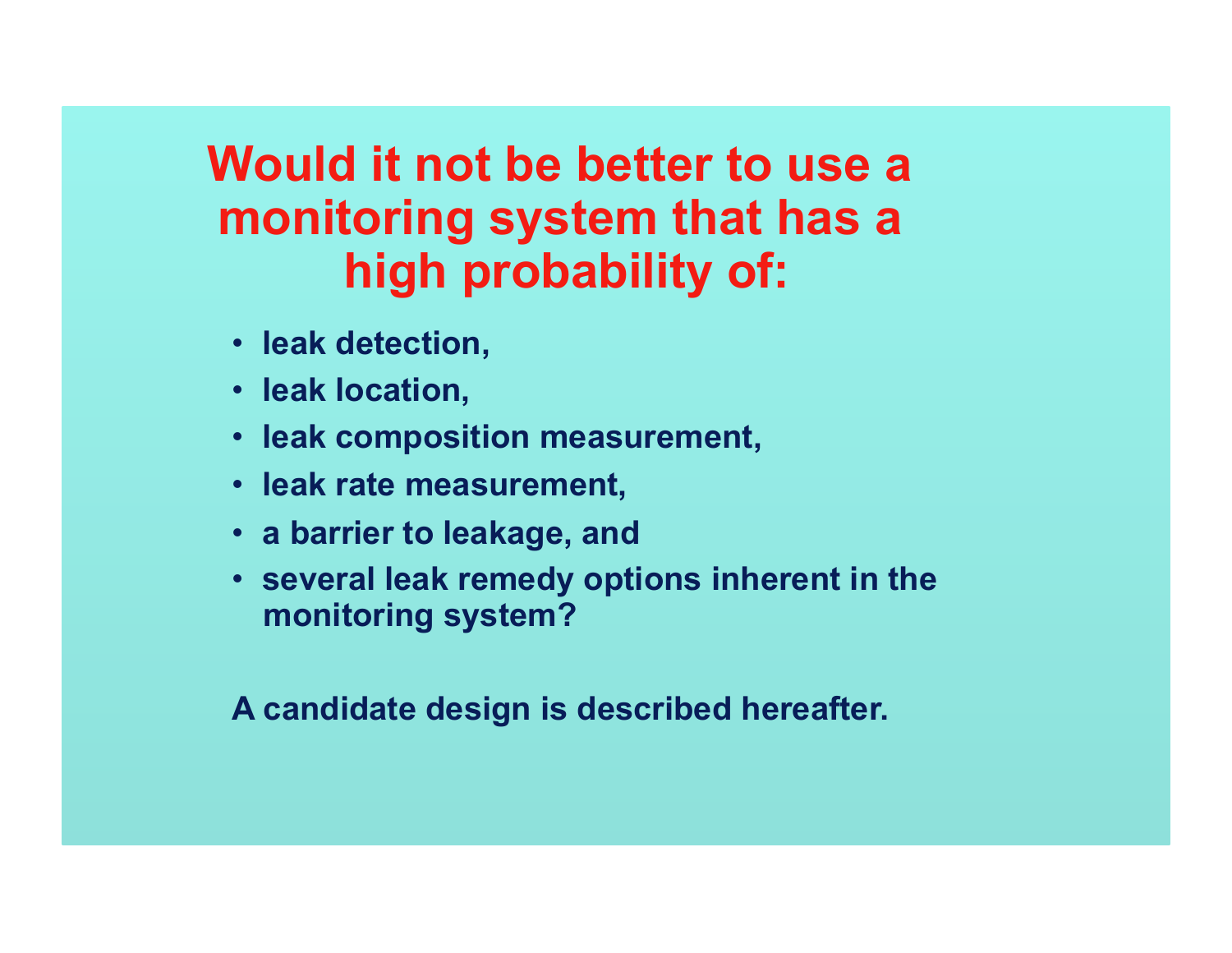# Would it not be better to use a monitoring system that has a high probability of:

- leak detection,
- leak location,
- leak composition measurement,
- leak rate measurement,
- a barrier to leakage, and
- several leak remedy options inherent in the monitoring system?

A candidate design is described hereafter.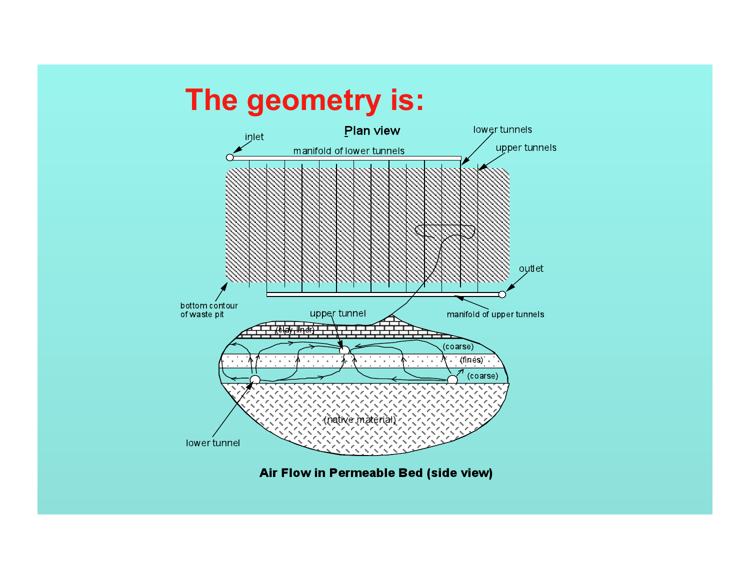# The geometry is:

Plan view

inlet

manifold of lower tunnels

lower tunnels

upper tunnels

outlet

bottom contour of waste pit

manifold of upper tunnels

upper tunnel

(clay liner)

(coarse)

(fines)

(coarse)

(native material)

lower tunnel

**Air Flow in Permeable Bed (side view)**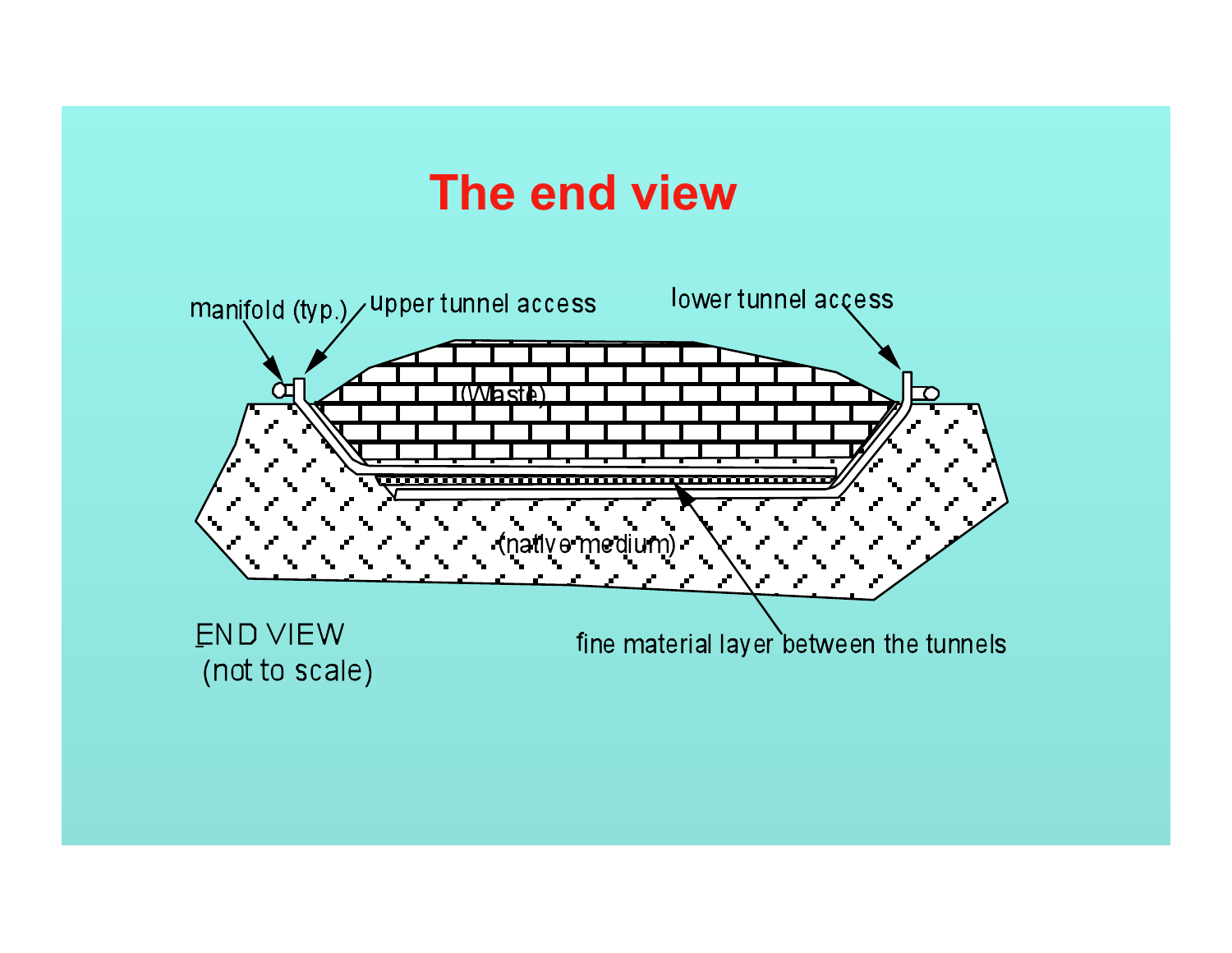# The end view

manifold (typ.)

upper tunnel access

lower tunnel access

(Waste)

(native medium)

fine material layer between the tunnels

END VIEW
(not to scale)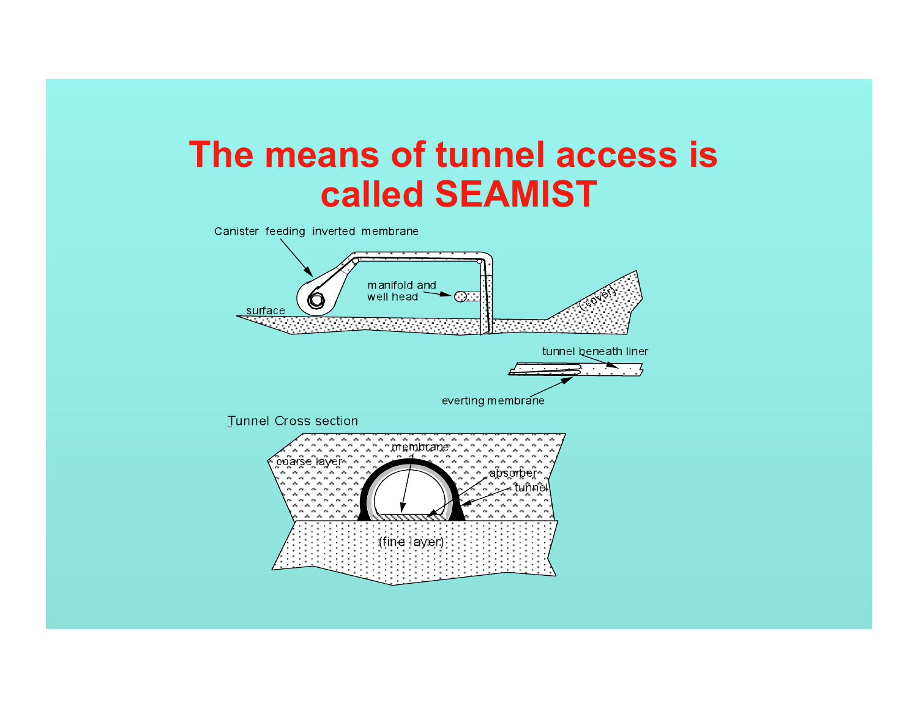# The means of tunnel access is called SEAMIST

Canister feeding inverted membrane

manifold and well head

surface

(cover)

tunnel beneath liner

everting membrane

Tunnel Cross section

coarse layer

membrane

absorber

tunnel

(fine layer)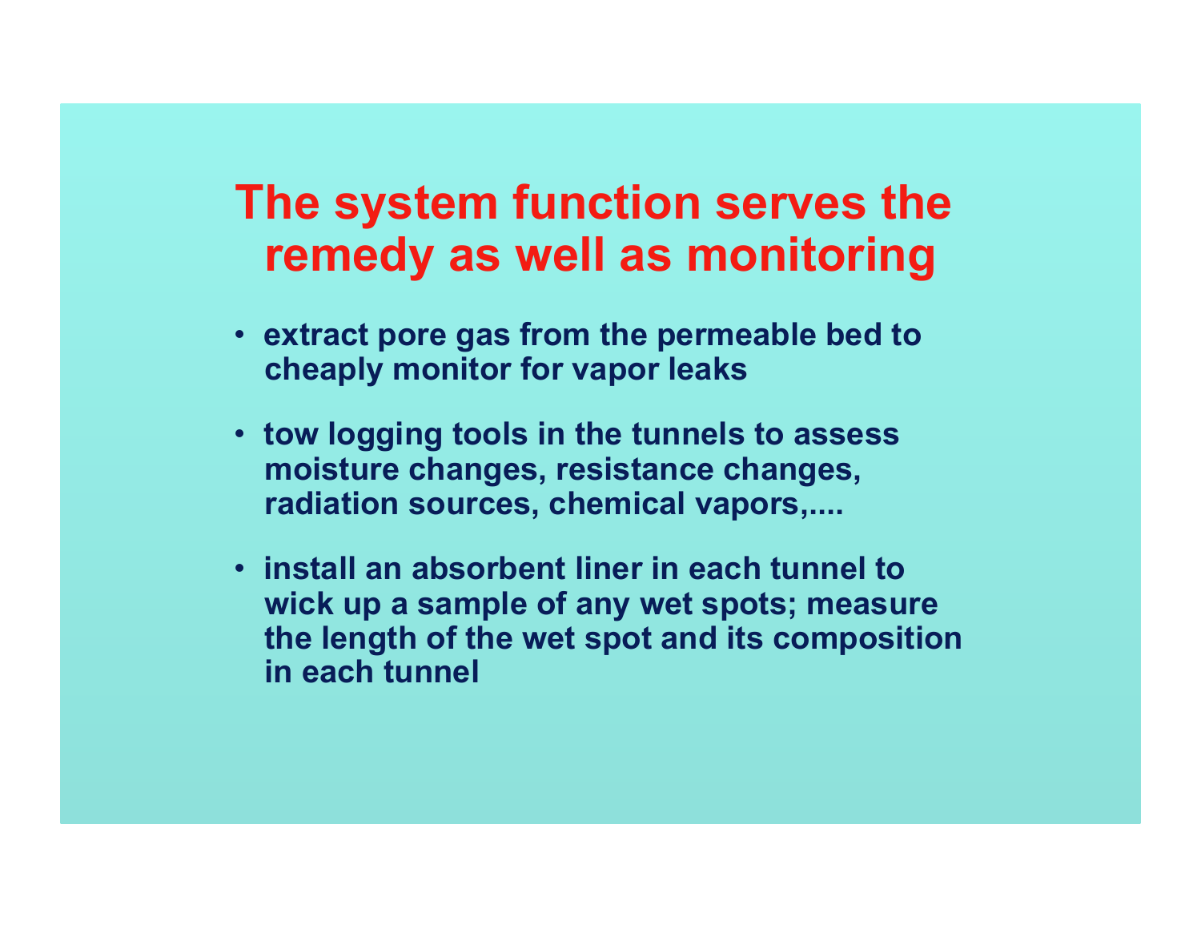# The system function serves the remedy as well as monitoring

- extract pore gas from the permeable bed to cheaply monitor for vapor leaks
- tow logging tools in the tunnels to assess moisture changes, resistance changes, radiation sources, chemical vapors,....
- install an absorbent liner in each tunnel to wick up a sample of any wet spots; measure the length of the wet spot and its composition in each tunnel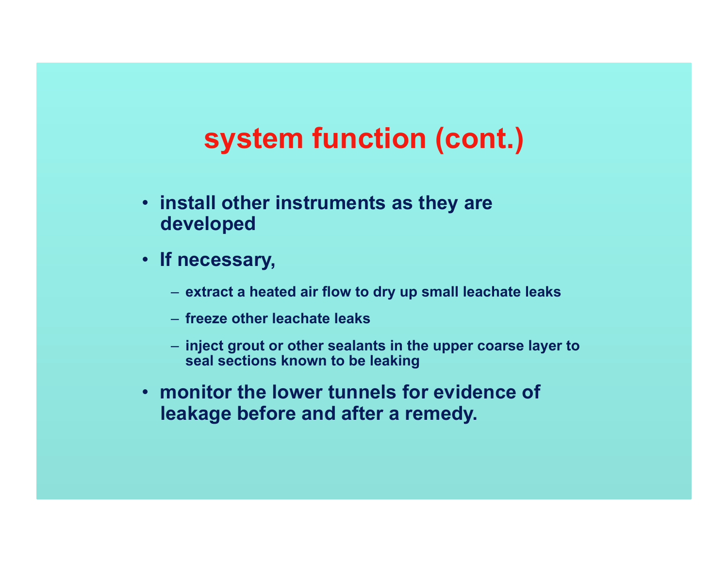# system function (cont.)

- install other instruments as they are developed
- If necessary,
  - extract a heated air flow to dry up small leachate leaks
  - freeze other leachate leaks
  - inject grout or other sealants in the upper coarse layer to seal sections known to be leaking
- monitor the lower tunnels for evidence of leakage before and after a remedy.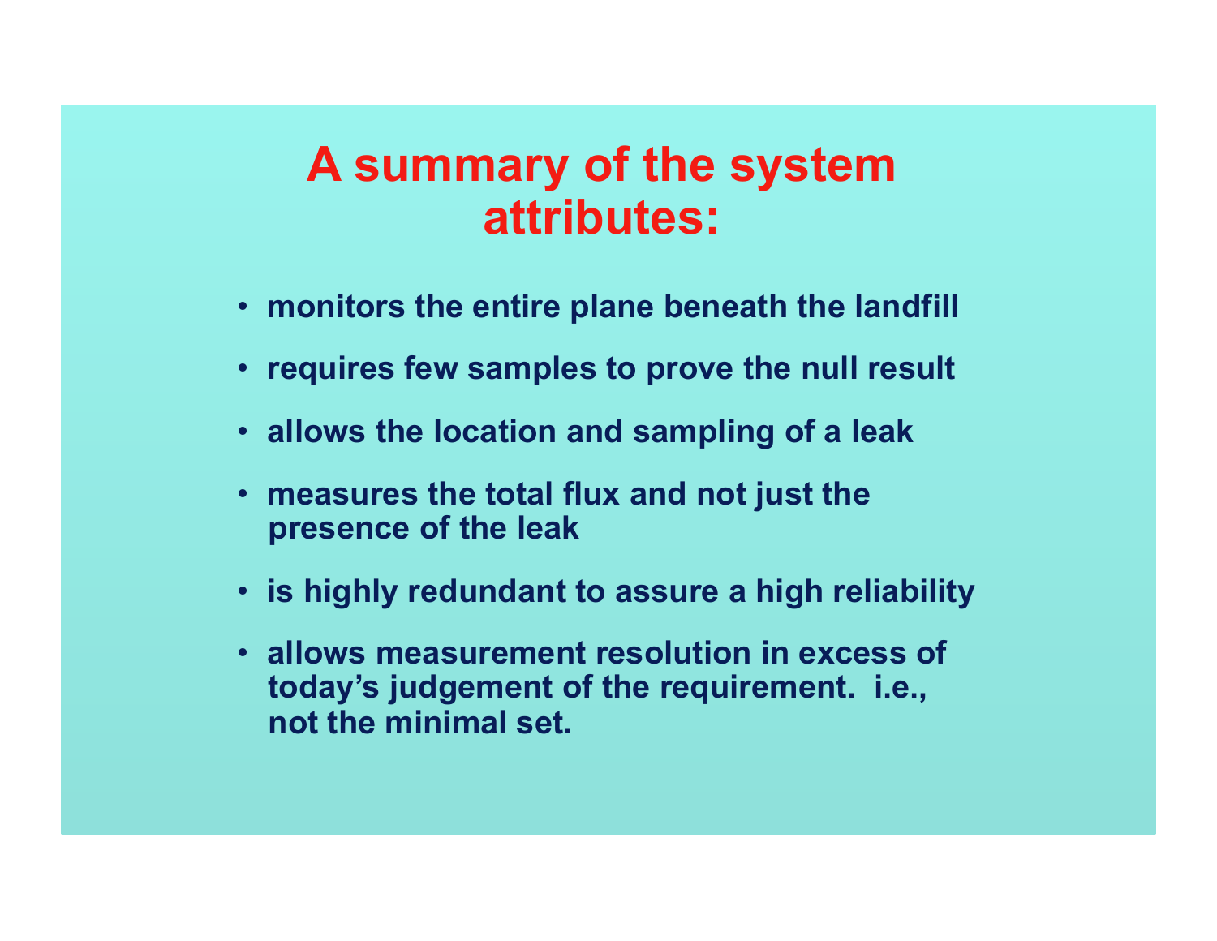# A summary of the system attributes:

- monitors the entire plane beneath the landfill
- requires few samples to prove the null result
- allows the location and sampling of a leak
- measures the total flux and not just the presence of the leak
- is highly redundant to assure a high reliability
- allows measurement resolution in excess of today's judgement of the requirement. i.e., not the minimal set.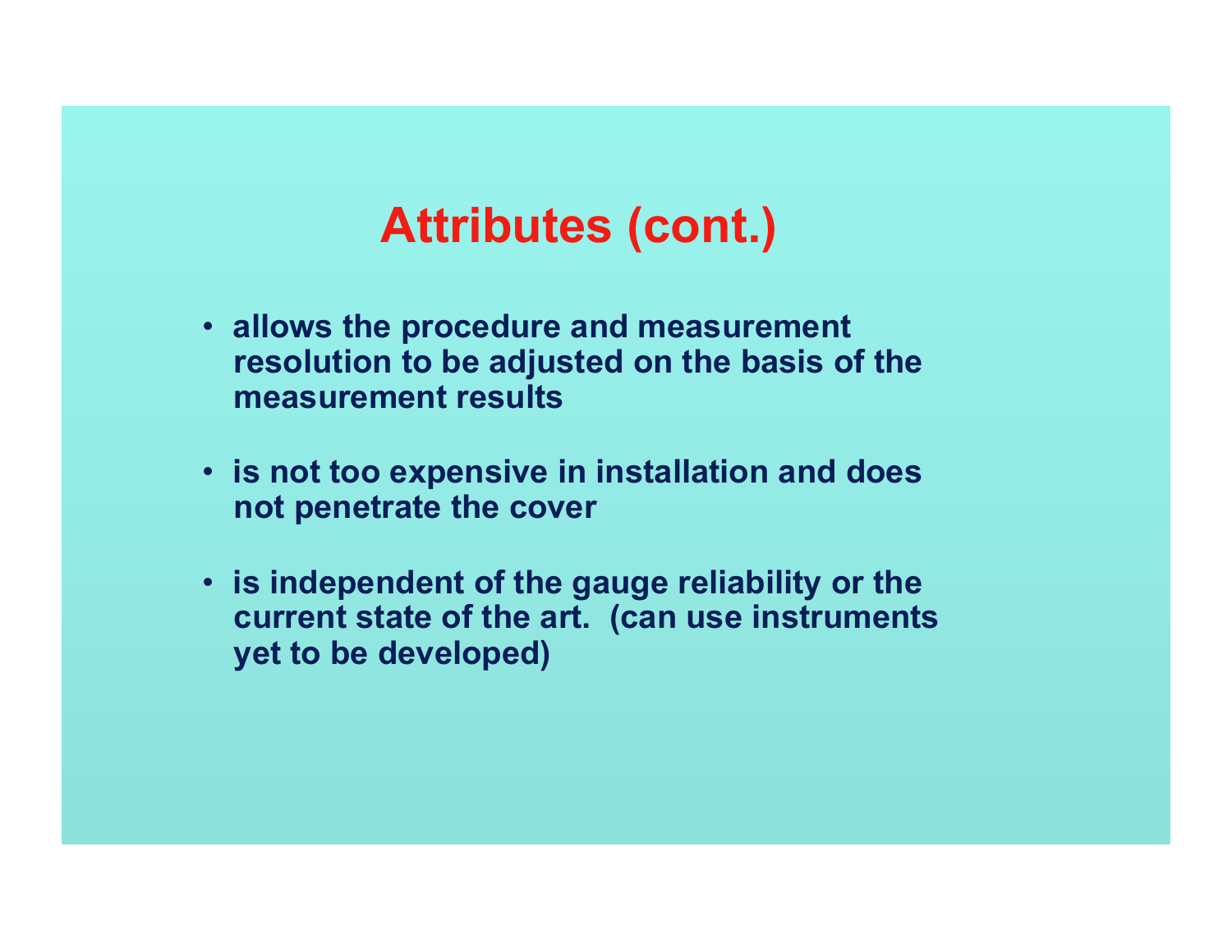# Attributes (cont.)

- allows the procedure and measurement resolution to be adjusted on the basis of the measurement results
- is not too expensive in installation and does not penetrate the cover
- is independent of the gauge reliability or the current state of the art. (can use instruments yet to be developed)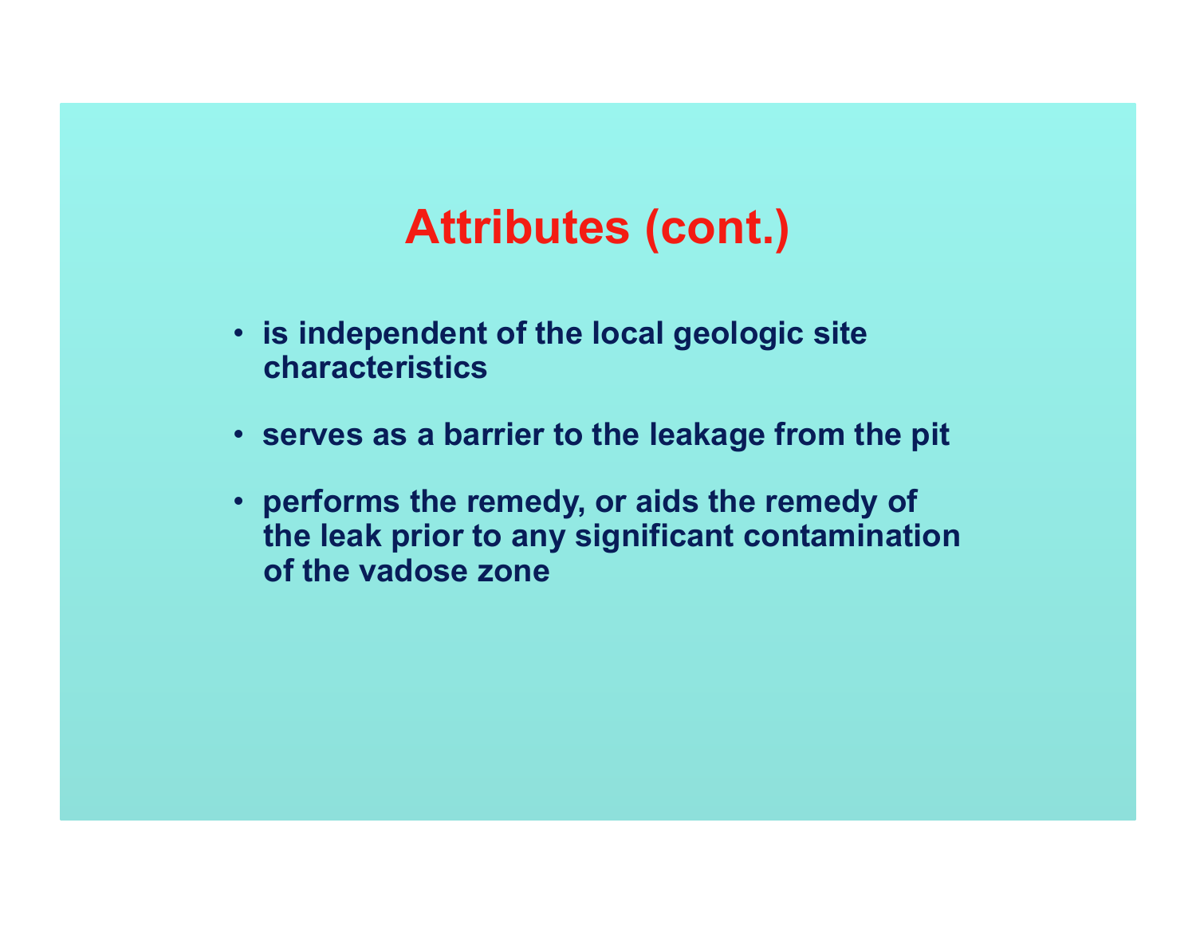# Attributes (cont.)

- is independent of the local geologic site characteristics
- serves as a barrier to the leakage from the pit
- performs the remedy, or aids the remedy of the leak prior to any significant contamination of the vadose zone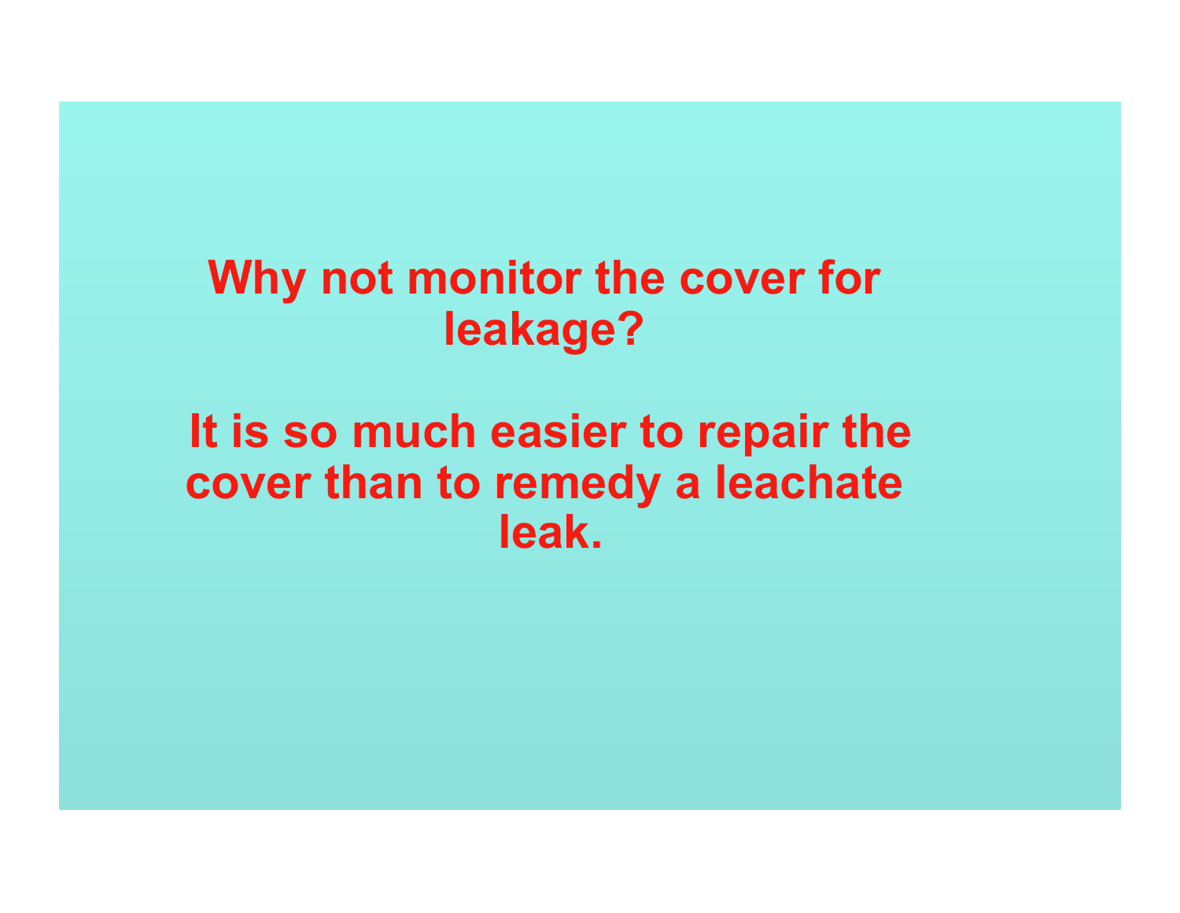**Why not monitor the cover for leakage?**

**It is so much easier to repair the cover than to remedy a leachate leak.**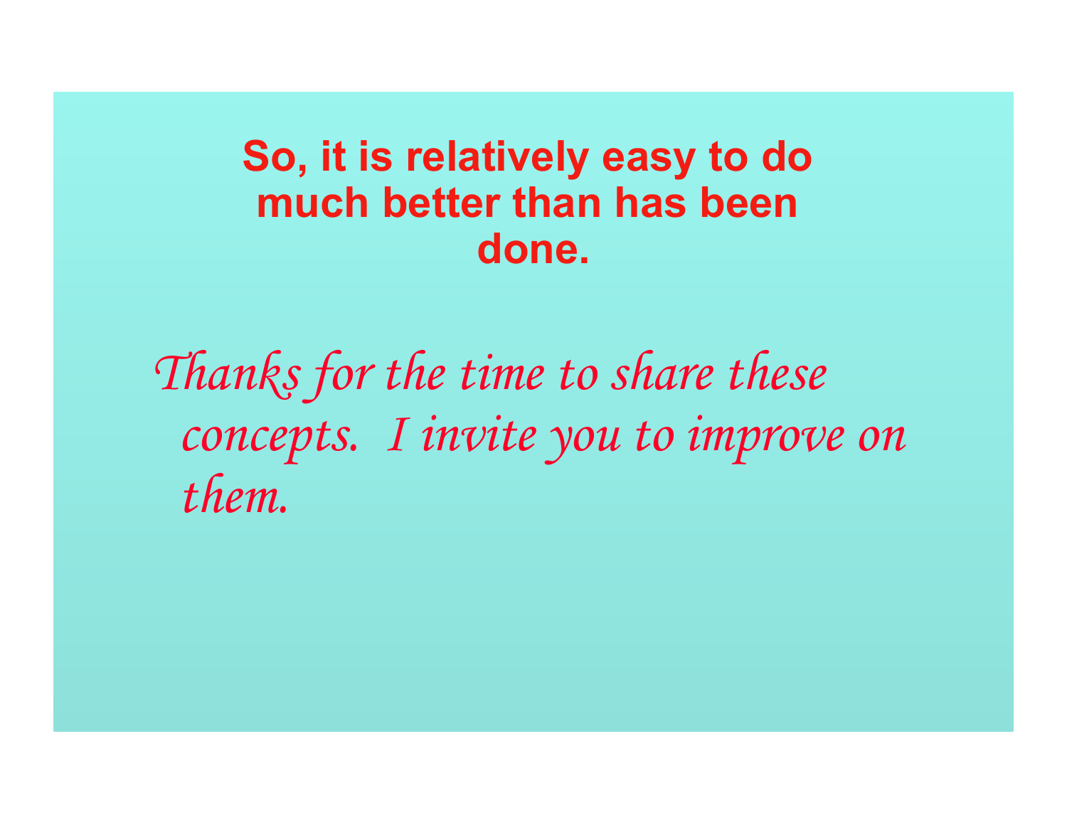**So, it is relatively easy to do much better than has been done.**

*Thanks for the time to share these concepts. I invite you to improve on them.*